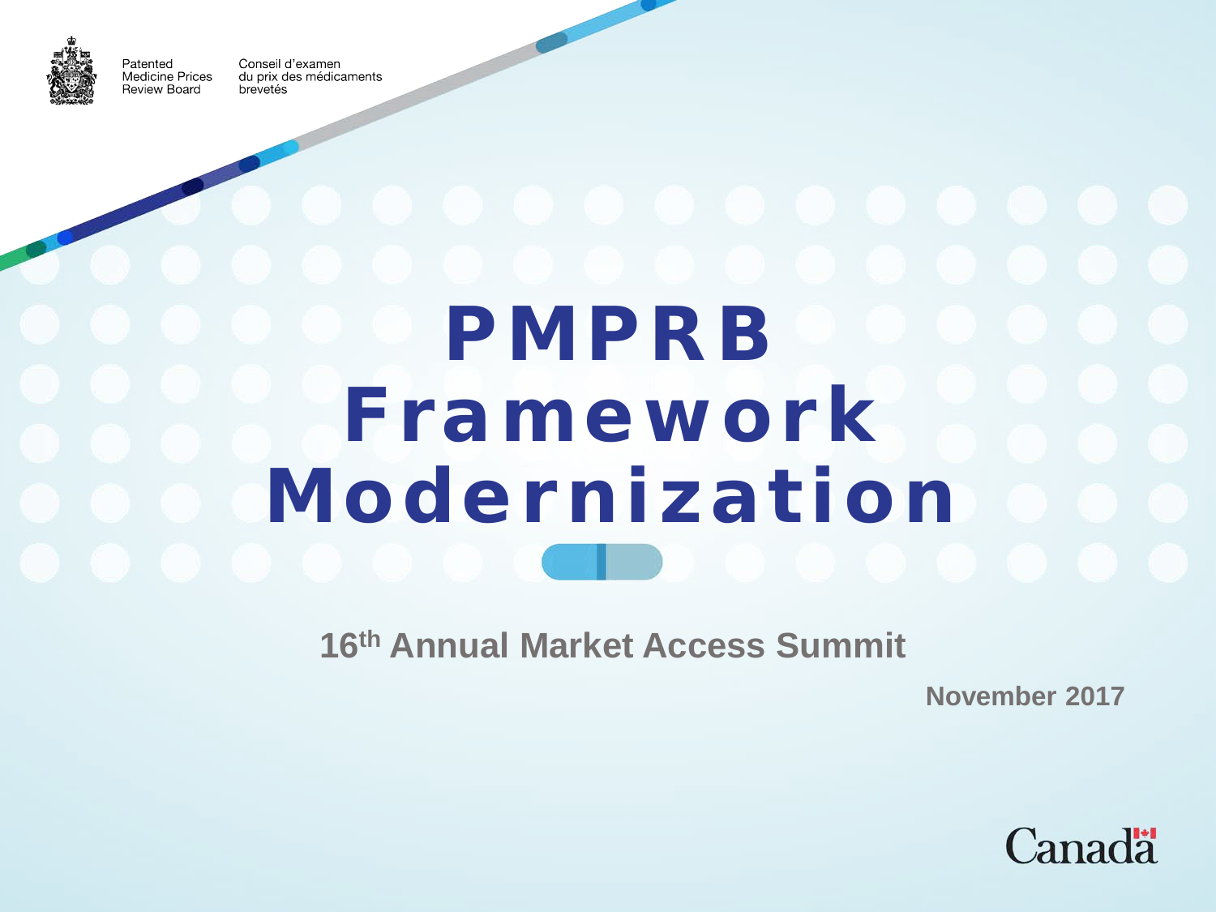Patented Medicine Prices Review Board

Conseil d'examen du prix des médicaments brevetés

# PMPRB Framework Modernization

## 16th Annual Market Access Summit

November 2017

Canada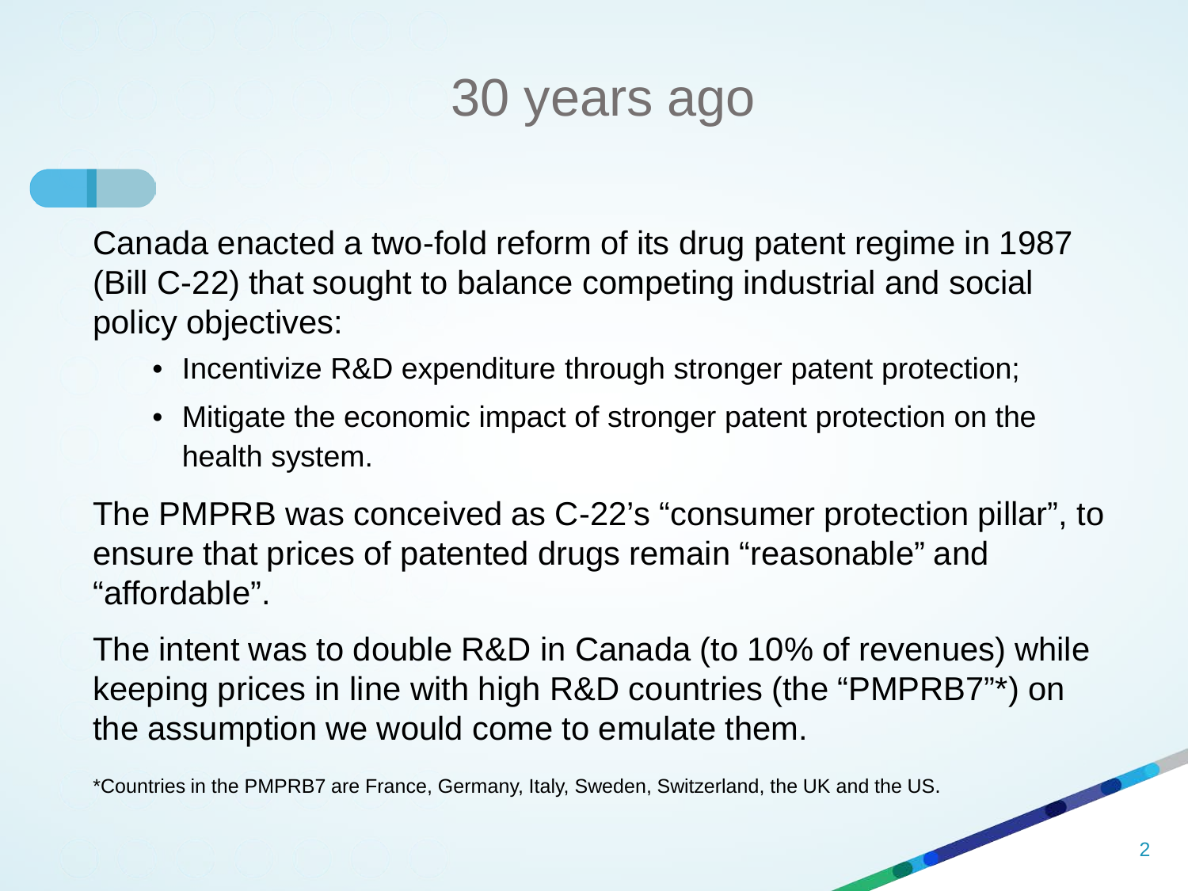# 30 years ago

Canada enacted a two-fold reform of its drug patent regime in 1987 (Bill C-22) that sought to balance competing industrial and social policy objectives:

- Incentivize R&D expenditure through stronger patent protection;
- Mitigate the economic impact of stronger patent protection on the health system.

The PMPRB was conceived as C-22's "consumer protection pillar", to ensure that prices of patented drugs remain "reasonable" and "affordable".

The intent was to double R&D in Canada (to 10% of revenues) while keeping prices in line with high R&D countries (the "PMPRB7"*) on the assumption we would come to emulate them.

*Countries in the PMPRB7 are France, Germany, Italy, Sweden, Switzerland, the UK and the US.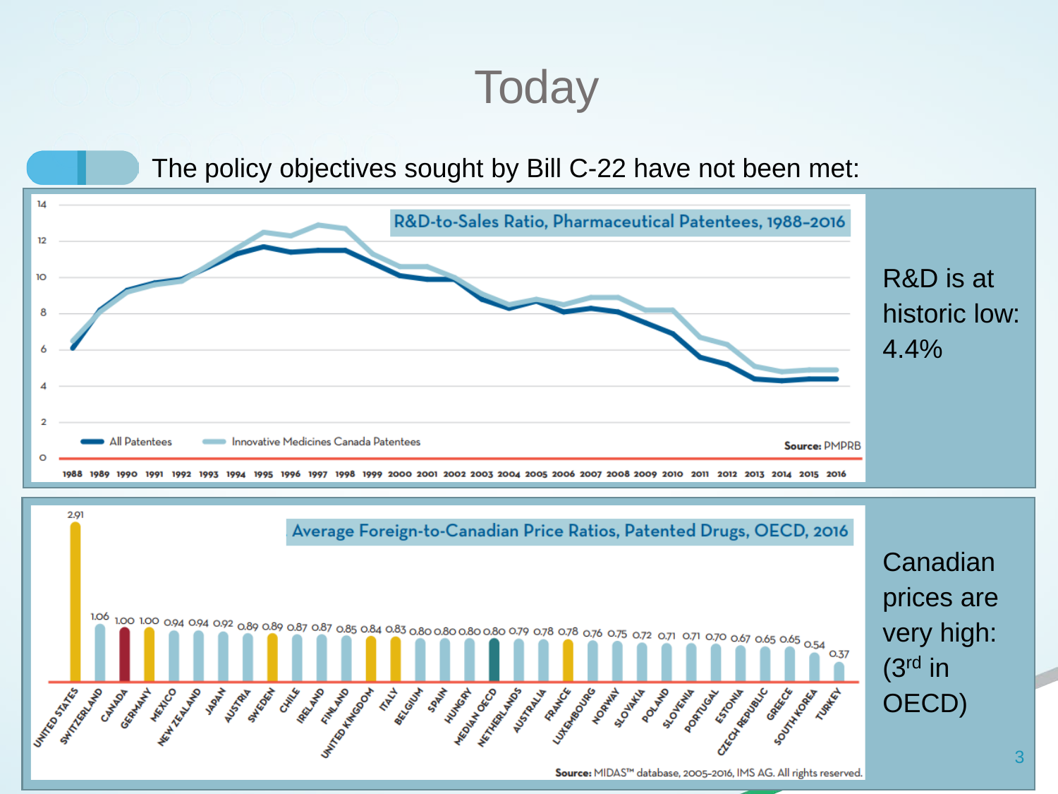# Today

The policy objectives sought by Bill C-22 have not been met:

**R&D-to-Sales Ratio, Pharmaceutical Patentees, 1988–2016**

All Patentees — Innovative Medicines Canada Patentees

Source: PMPRB

R&D is at historic low: 4.4%

**Average Foreign-to-Canadian Price Ratios, Patented Drugs, OECD, 2016**

| Country | Ratio |
|---|---|
| United States | 2.91 |
| Switzerland | 1.06 |
| Canada | 1.00 |
| Germany | 1.00 |
| Mexico | 0.94 |
| New Zealand | 0.94 |
| Japan | 0.92 |
| Austria | 0.89 |
| Sweden | 0.89 |
| Chile | 0.87 |
| Ireland | 0.87 |
| Finland | 0.85 |
| United Kingdom | 0.84 |
| Italy | 0.83 |
| Belgium | 0.80 |
| Spain | 0.80 |
| Hungary | 0.80 |
| Median OECD | 0.80 |
| Netherlands | 0.79 |
| Australia | 0.78 |
| France | 0.78 |
| Luxembourg | 0.76 |
| Norway | 0.75 |
| Slovakia | 0.72 |
| Poland | 0.71 |
| Slovenia | 0.71 |
| Portugal | 0.70 |
| Estonia | 0.67 |
| Czech Republic | 0.65 |
| Greece | 0.65 |
| South Korea | 0.54 |
| Turkey | 0.37 |

Source: MIDAS™ database, 2005-2016, IMS AG. All rights reserved.

Canadian prices are very high: (3rd in OECD)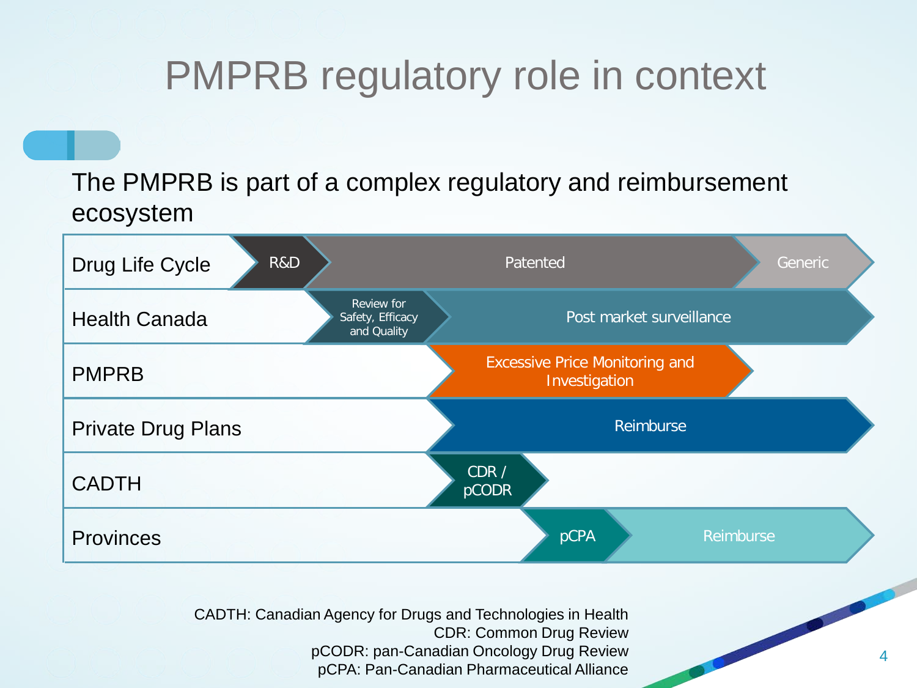# PMPRB regulatory role in context

The PMPRB is part of a complex regulatory and reimbursement ecosystem

| | | | | |
|---|---|---|---|---|
| Drug Life Cycle | R&D | Patented | | Generic |
| Health Canada | | Review for Safety, Efficacy and Quality | Post market surveillance | |
| PMPRB | | | Excessive Price Monitoring and Investigation | |
| Private Drug Plans | | | Reimburse | |
| CADTH | | | CDR / pCODR | |
| Provinces | | | pCPA | Reimburse |

CADTH: Canadian Agency for Drugs and Technologies in Health
CDR: Common Drug Review
pCODR: pan-Canadian Oncology Drug Review
pCPA: Pan-Canadian Pharmaceutical Alliance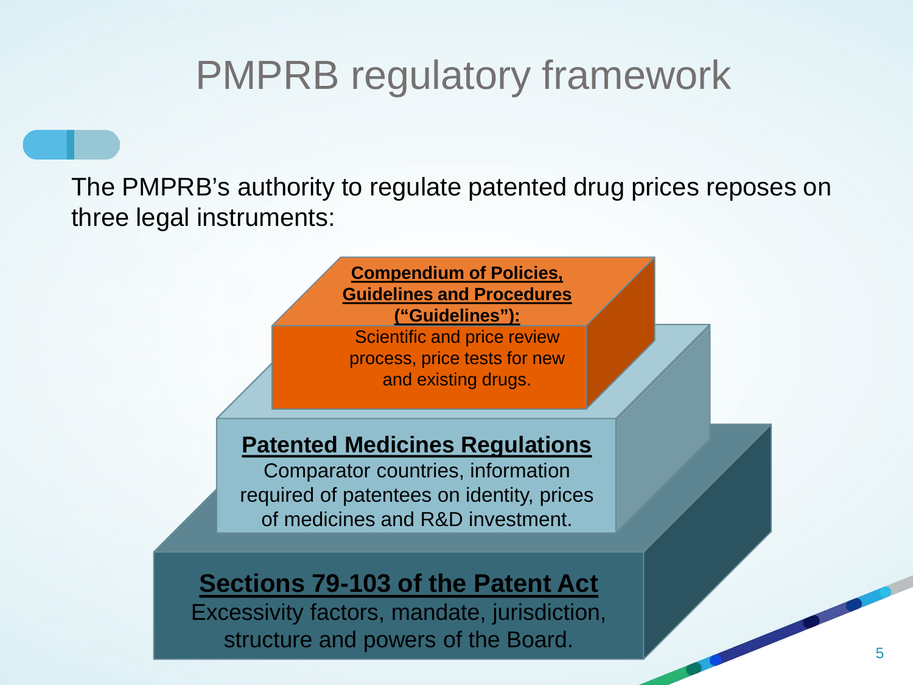# PMPRB regulatory framework

The PMPRB's authority to regulate patented drug prices reposes on three legal instruments:

**Compendium of Policies, Guidelines and Procedures ("Guidelines"):**
Scientific and price review process, price tests for new and existing drugs.

**Patented Medicines Regulations**
Comparator countries, information required of patentees on identity, prices of medicines and R&D investment.

**Sections 79-103 of the Patent Act**
Excessivity factors, mandate, jurisdiction, structure and powers of the Board.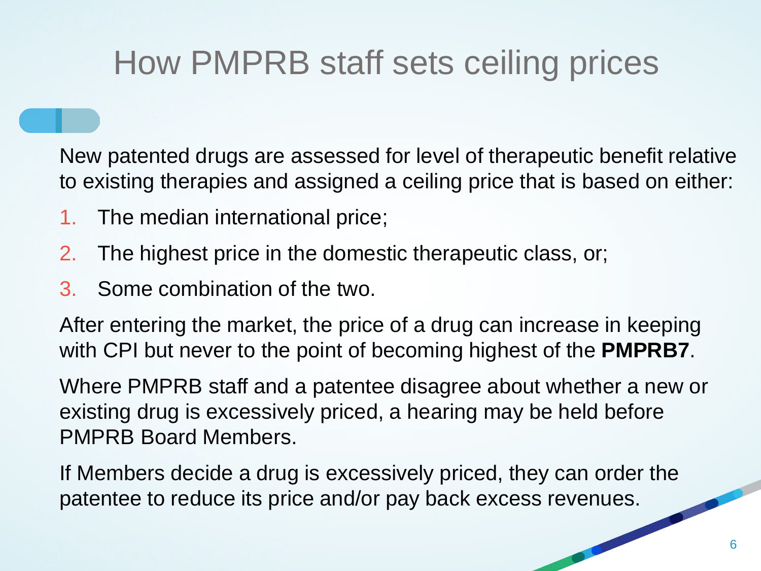# How PMPRB staff sets ceiling prices

New patented drugs are assessed for level of therapeutic benefit relative to existing therapies and assigned a ceiling price that is based on either:

1. The median international price;
2. The highest price in the domestic therapeutic class, or;
3. Some combination of the two.

After entering the market, the price of a drug can increase in keeping with CPI but never to the point of becoming highest of the **PMPRB7**.

Where PMPRB staff and a patentee disagree about whether a new or existing drug is excessively priced, a hearing may be held before PMPRB Board Members.

If Members decide a drug is excessively priced, they can order the patentee to reduce its price and/or pay back excess revenues.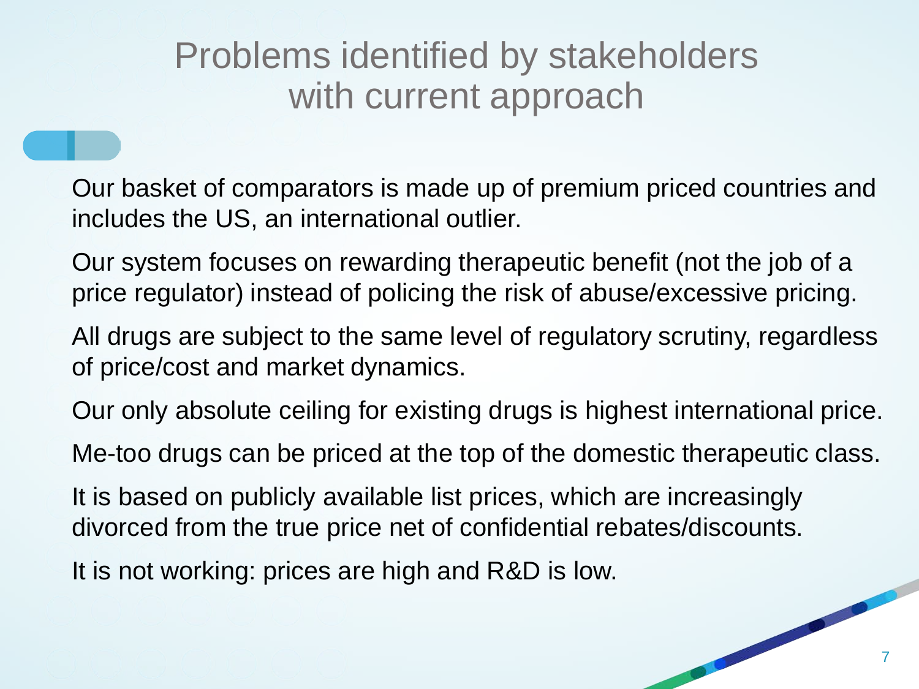# Problems identified by stakeholders with current approach

- Our basket of comparators is made up of premium priced countries and includes the US, an international outlier.
- Our system focuses on rewarding therapeutic benefit (not the job of a price regulator) instead of policing the risk of abuse/excessive pricing.
- All drugs are subject to the same level of regulatory scrutiny, regardless of price/cost and market dynamics.
- Our only absolute ceiling for existing drugs is highest international price.
- Me-too drugs can be priced at the top of the domestic therapeutic class.
- It is based on publicly available list prices, which are increasingly divorced from the true price net of confidential rebates/discounts.
- It is not working: prices are high and R&D is low.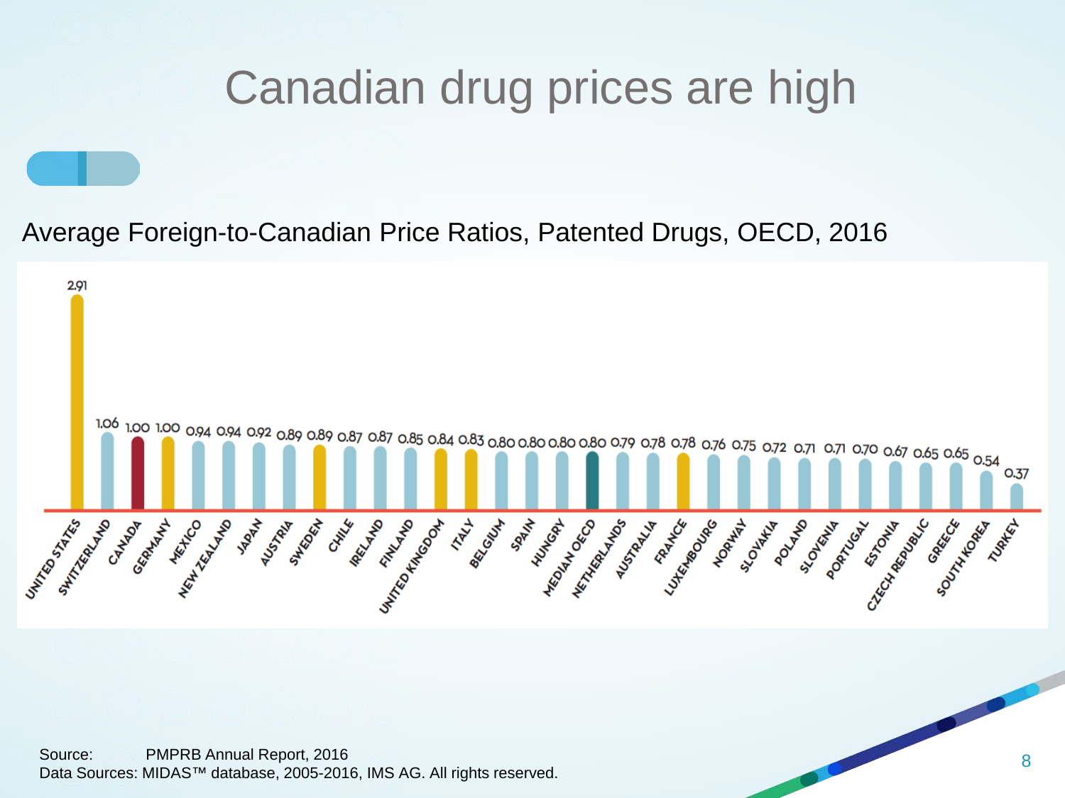# Canadian drug prices are high

Average Foreign-to-Canadian Price Ratios, Patented Drugs, OECD, 2016

| Country | Ratio |
| --- | --- |
| UNITED STATES | 2.91 |
| SWITZERLAND | 1.06 |
| CANADA | 1.00 |
| GERMANY | 1.00 |
| MEXICO | 0.94 |
| NEW ZEALAND | 0.94 |
| JAPAN | 0.92 |
| AUSTRIA | 0.89 |
| SWEDEN | 0.89 |
| CHILE | 0.87 |
| IRELAND | 0.87 |
| FINLAND | 0.85 |
| UNITED KINGDOM | 0.84 |
| ITALY | 0.83 |
| BELGIUM | 0.80 |
| SPAIN | 0.80 |
| HUNGRY | 0.80 |
| MEDIAN OECD | 0.80 |
| NETHERLANDS | 0.79 |
| AUSTRALIA | 0.78 |
| FRANCE | 0.78 |
| LUXEMBOURG | 0.76 |
| NORWAY | 0.75 |
| SLOVAKIA | 0.72 |
| POLAND | 0.71 |
| SLOVENIA | 0.71 |
| PORTUGAL | 0.70 |
| ESTONIA | 0.67 |
| CZECH REPUBLIC | 0.65 |
| GREECE | 0.65 |
| SOUTH KOREA | 0.54 |
| TURKEY | 0.37 |

Source: PMPRB Annual Report, 2016
Data Sources: MIDAS™ database, 2005-2016, IMS AG. All rights reserved.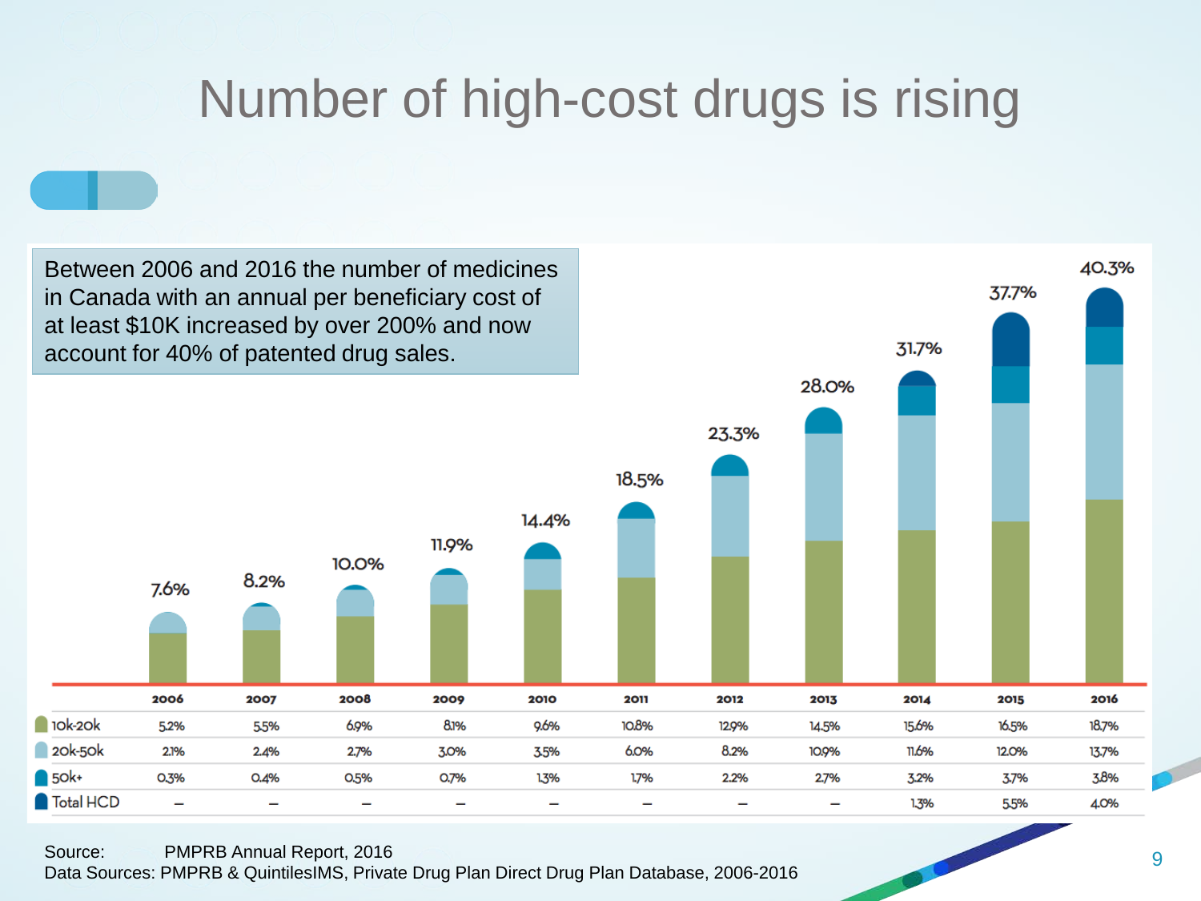# Number of high-cost drugs is rising

Between 2006 and 2016 the number of medicines in Canada with an annual per beneficiary cost of at least $10K increased by over 200% and now account for 40% of patented drug sales.

| | 2006 | 2007 | 2008 | 2009 | 2010 | 2011 | 2012 | 2013 | 2014 | 2015 | 2016 |
|---|---|---|---|---|---|---|---|---|---|---|---|
| Total | 7.6% | 8.2% | 10.0% | 11.9% | 14.4% | 18.5% | 23.3% | 28.0% | 31.7% | 37.7% | 40.3% |
| 10k-20k | 5.2% | 5.5% | 6.9% | 8.1% | 9.6% | 10.8% | 12.9% | 14.5% | 15.6% | 16.5% | 18.7% |
| 20k-50k | 2.1% | 2.4% | 2.7% | 3.0% | 3.5% | 6.0% | 8.2% | 10.9% | 11.6% | 12.0% | 13.7% |
| 50k+ | 0.3% | 0.4% | 0.5% | 0.7% | 1.3% | 1.7% | 2.2% | 2.7% | 3.2% | 3.7% | 3.8% |
| Total HCD | – | – | – | – | – | – | – | – | 1.3% | 5.5% | 4.0% |

Source: PMPRB Annual Report, 2016
Data Sources: PMPRB & QuintilesIMS, Private Drug Plan Direct Drug Plan Database, 2006-2016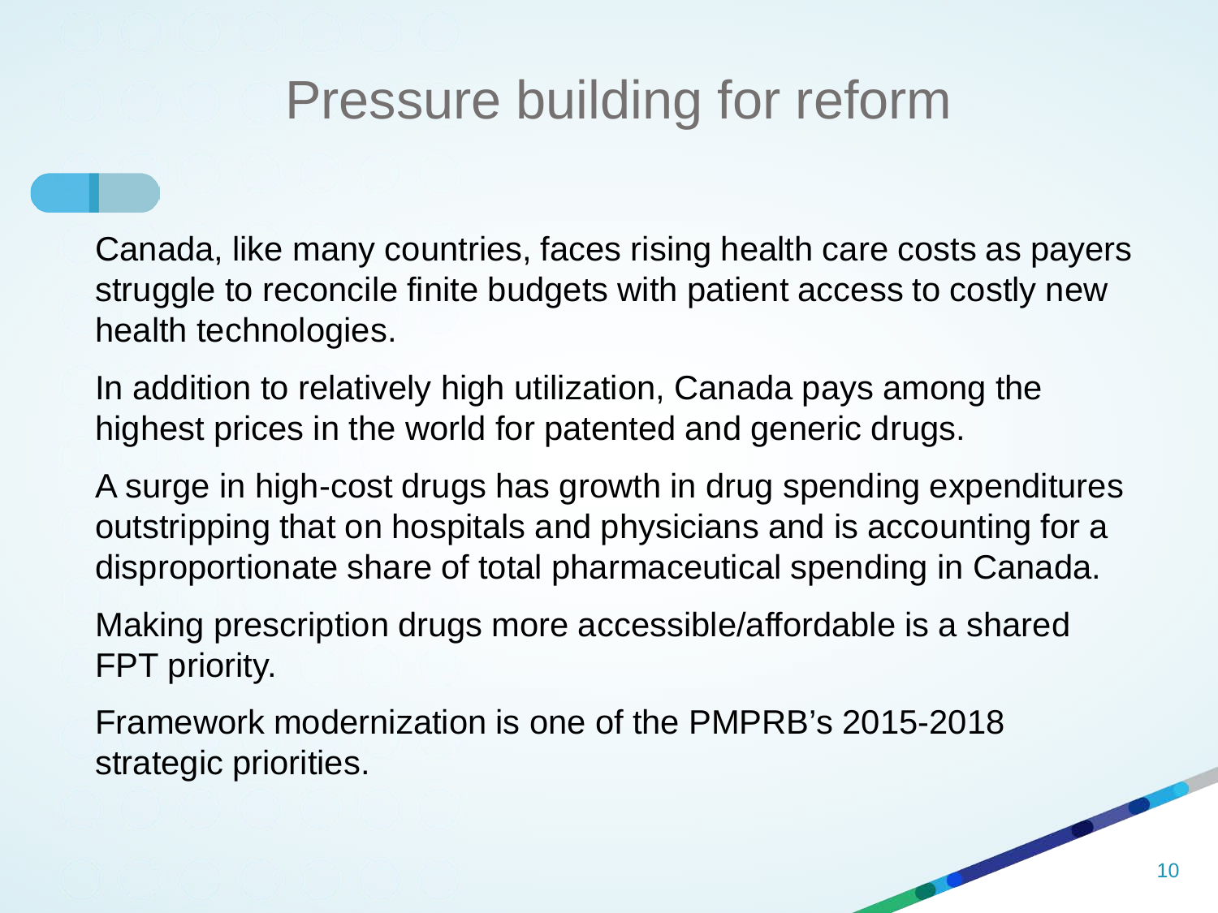# Pressure building for reform

Canada, like many countries, faces rising health care costs as payers struggle to reconcile finite budgets with patient access to costly new health technologies.

In addition to relatively high utilization, Canada pays among the highest prices in the world for patented and generic drugs.

A surge in high-cost drugs has growth in drug spending expenditures outstripping that on hospitals and physicians and is accounting for a disproportionate share of total pharmaceutical spending in Canada.

Making prescription drugs more accessible/affordable is a shared FPT priority.

Framework modernization is one of the PMPRB's 2015-2018 strategic priorities.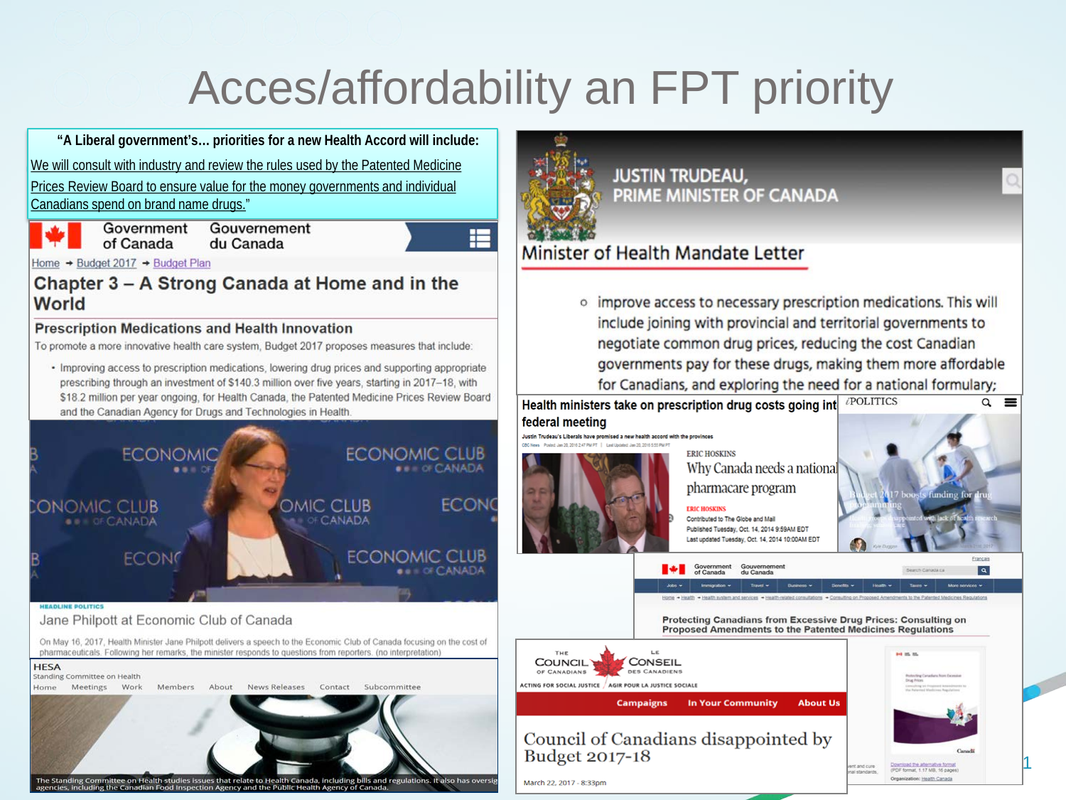# Acces/affordability an FPT priority

**"A Liberal government's... priorities for a new Health Accord will include:**

We will consult with industry and review the rules used by the Patented Medicine Prices Review Board to ensure value for the money governments and individual Canadians spend on brand name drugs."

Government of Canada / Gouvernement du Canada

Home → Budget 2017 → Budget Plan

## Chapter 3 – A Strong Canada at Home and in the World

### Prescription Medications and Health Innovation

To promote a more innovative health care system, Budget 2017 proposes measures that include:

- Improving access to prescription medications, lowering drug prices and supporting appropriate prescribing through an investment of $140.3 million over five years, starting in 2017–18, with $18.2 million per year ongoing, for Health Canada, the Patented Medicine Prices Review Board and the Canadian Agency for Drugs and Technologies in Health.

HEADLINE POLITICS

Jane Philpott at Economic Club of Canada

On May 16, 2017, Health Minister Jane Philpott delivers a speech to the Economic Club of Canada focusing on the cost of pharmaceuticals. Following her remarks, the minister responds to questions from reporters. (no interpretation)

HESA

Standing Committee on Health

Home Meetings Work Members About News Releases Contact Subcommittee

The Standing Committee on Health studies issues that relate to Health Canada, including bills and regulations. It also has oversight ... agencies, including the Canadian Food Inspection Agency and the Public Health Agency of Canada.

JUSTIN TRUDEAU, PRIME MINISTER OF CANADA

## Minister of Health Mandate Letter

- improve access to necessary prescription medications. This will include joining with provincial and territorial governments to negotiate common drug prices, reducing the cost Canadian governments pay for these drugs, making them more affordable for Canadians, and exploring the need for a national formulary;

**Health ministers take on prescription drug costs going int... federal meeting**

Justin Trudeau's Liberals have promised a new health accord with the provinces

ERIC HOSKINS

Why Canada needs a national pharmacare program

ERIC HOSKINS
Contributed to The Globe and Mail
Published Tuesday, Oct. 14, 2014 9:59AM EDT
Last updated Tuesday, Oct. 14, 2014 10:00AM EDT

POLITICS

Budget 2017 boosts funding for drug programming

Government of Canada / Gouvernement du Canada

**Protecting Canadians from Excessive Drug Prices: Consulting on Proposed Amendments to the Patented Medicines Regulations**

THE COUNCIL OF CANADIANS / LE CONSEIL DES CANADIENS

ACTING FOR SOCIAL JUSTICE / AGIR POUR LA JUSTICE SOCIALE

Campaigns In Your Community About Us

Council of Canadians disappointed by Budget 2017-18

March 22, 2017 - 8:33pm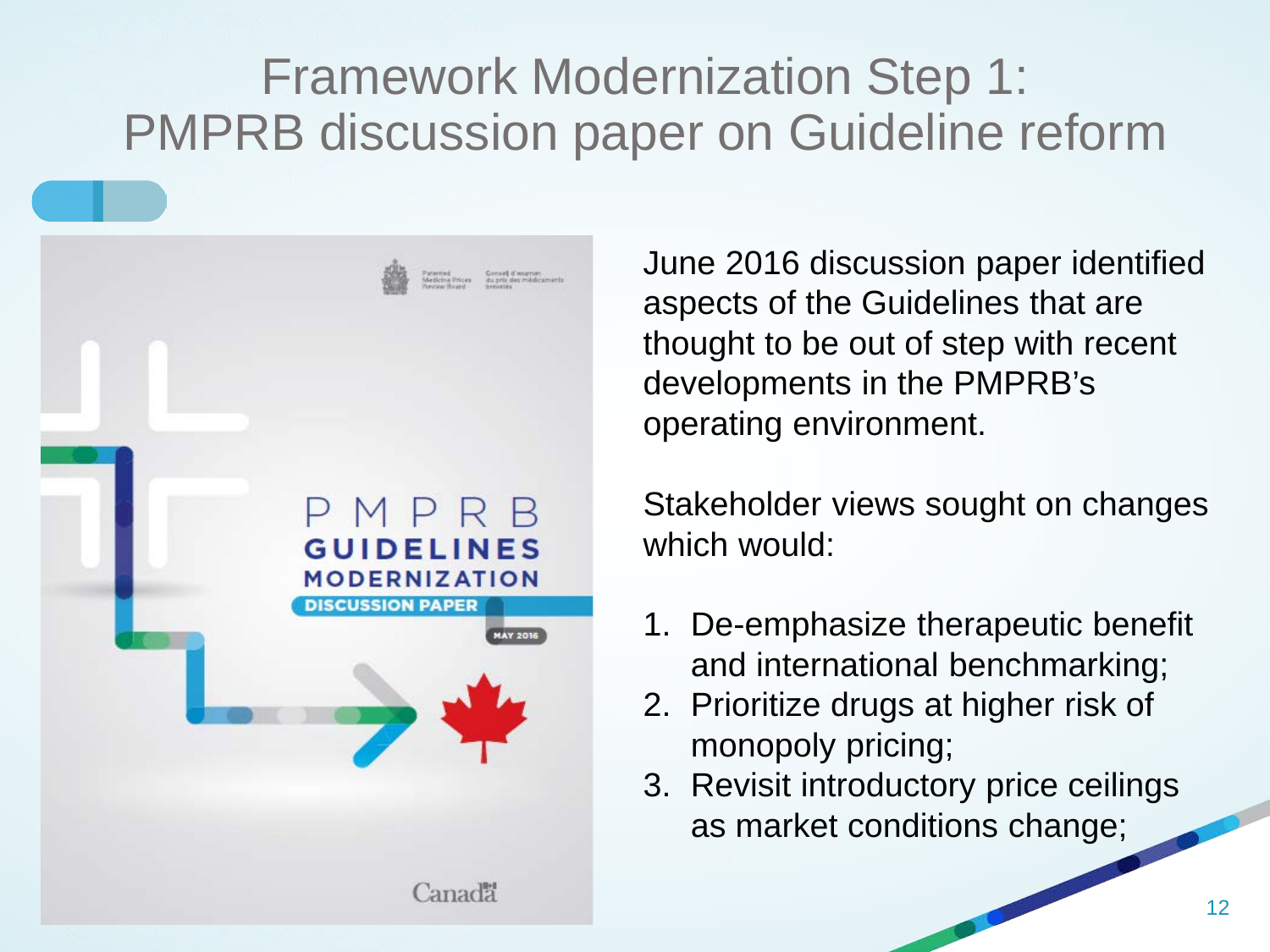# Framework Modernization Step 1: PMPRB discussion paper on Guideline reform

June 2016 discussion paper identified aspects of the Guidelines that are thought to be out of step with recent developments in the PMPRB's operating environment.

Stakeholder views sought on changes which would:

1. De-emphasize therapeutic benefit and international benchmarking;
2. Prioritize drugs at higher risk of monopoly pricing;
3. Revisit introductory price ceilings as market conditions change;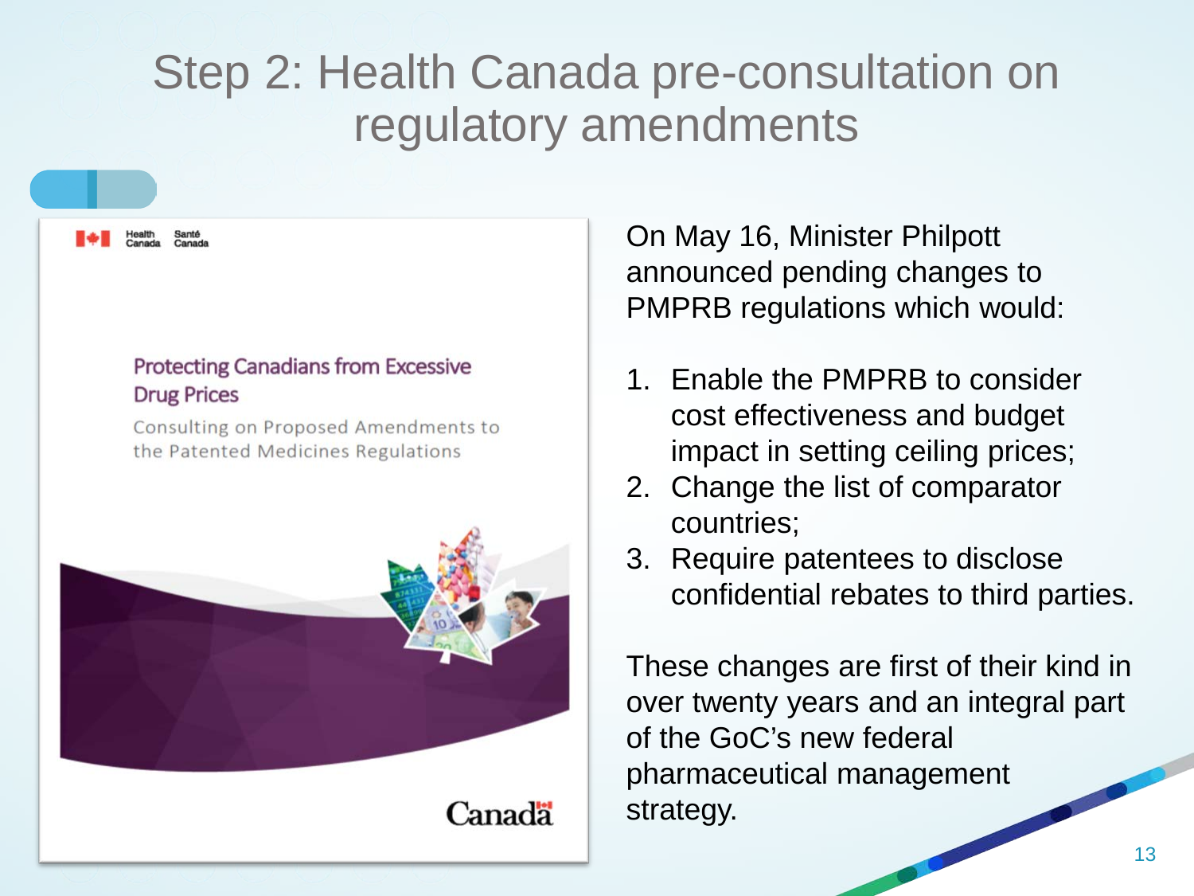# Step 2: Health Canada pre-consultation on regulatory amendments

Health Canada Santé Canada

Protecting Canadians from Excessive Drug Prices

Consulting on Proposed Amendments to the Patented Medicines Regulations

Canada

On May 16, Minister Philpott announced pending changes to PMPRB regulations which would:

1. Enable the PMPRB to consider cost effectiveness and budget impact in setting ceiling prices;
2. Change the list of comparator countries;
3. Require patentees to disclose confidential rebates to third parties.

These changes are first of their kind in over twenty years and an integral part of the GoC's new federal pharmaceutical management strategy.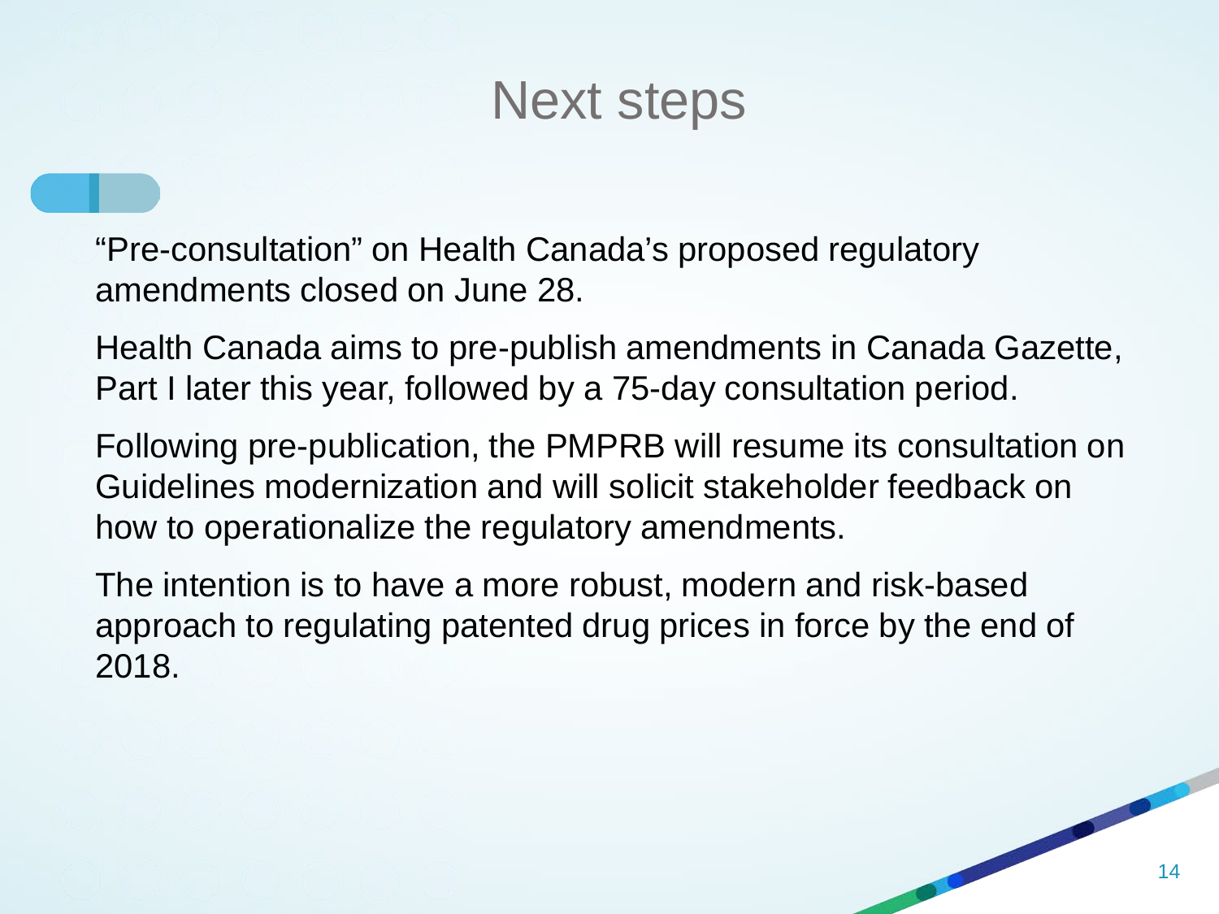# Next steps

"Pre-consultation" on Health Canada's proposed regulatory amendments closed on June 28.

Health Canada aims to pre-publish amendments in Canada Gazette, Part I later this year, followed by a 75-day consultation period.

Following pre-publication, the PMPRB will resume its consultation on Guidelines modernization and will solicit stakeholder feedback on how to operationalize the regulatory amendments.

The intention is to have a more robust, modern and risk-based approach to regulating patented drug prices in force by the end of 2018.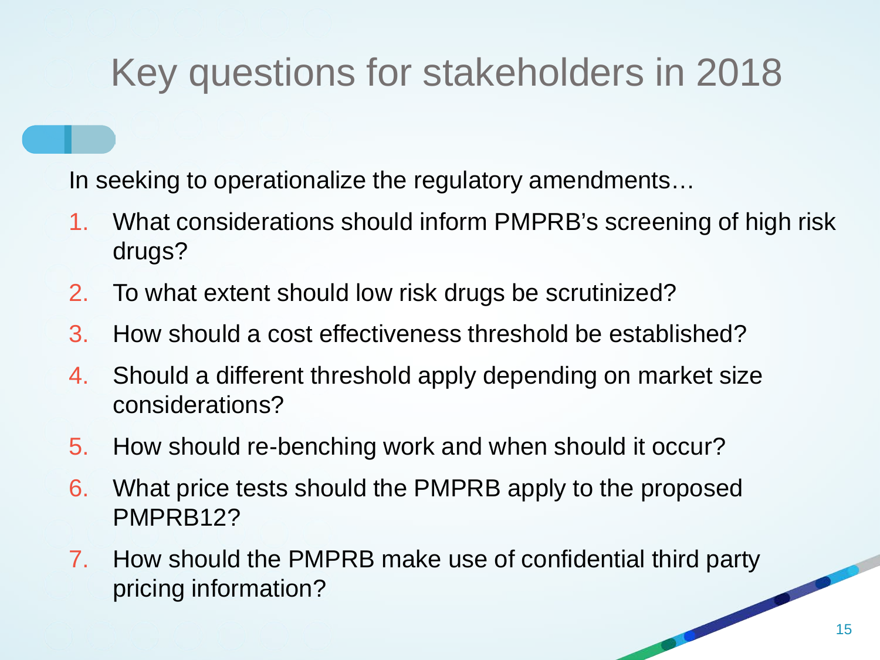# Key questions for stakeholders in 2018

In seeking to operationalize the regulatory amendments…

1. What considerations should inform PMPRB's screening of high risk drugs?
2. To what extent should low risk drugs be scrutinized?
3. How should a cost effectiveness threshold be established?
4. Should a different threshold apply depending on market size considerations?
5. How should re-benching work and when should it occur?
6. What price tests should the PMPRB apply to the proposed PMPRB12?
7. How should the PMPRB make use of confidential third party pricing information?